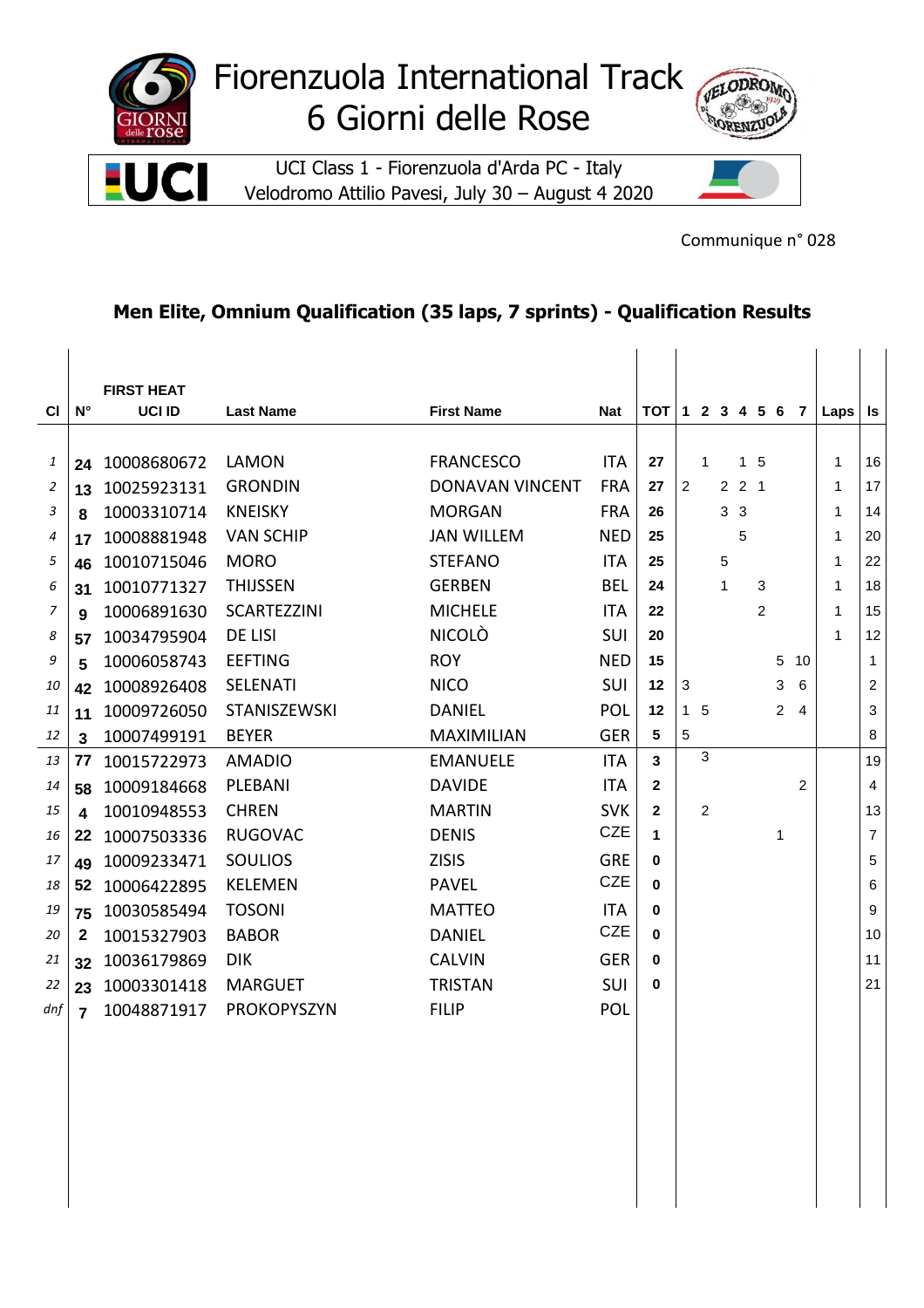# Fiorenzuola International Track
# 6 Giorni delle Rose

UCI Class 1 - Fiorenzuola d'Arda PC - Italy
Velodromo Attilio Pavesi, July 30 – August 4 2020

Communique n° 028

## Men Elite, Omnium Qualification (35 laps, 7 sprints) - Qualification Results

**FIRST HEAT**

| Cl | N° | UCI ID | Last Name | First Name | Nat | TOT | 1 | 2 | 3 | 4 | 5 | 6 | 7 | Laps | ls |
|---|---|---|---|---|---|---|---|---|---|---|---|---|---|---|---|
| 1 | 24 | 10008680672 | LAMON | FRANCESCO | ITA | 27 | | 1 | | 1 | 5 | | | 1 | 16 |
| 2 | 13 | 10025923131 | GRONDIN | DONAVAN VINCENT | FRA | 27 | 2 | | 2 | 2 | 1 | | | 1 | 17 |
| 3 | 8 | 10003310714 | KNEISKY | MORGAN | FRA | 26 | | | 3 | 3 | | | | 1 | 14 |
| 4 | 17 | 10008881948 | VAN SCHIP | JAN WILLEM | NED | 25 | | | | 5 | | | | 1 | 20 |
| 5 | 46 | 10010715046 | MORO | STEFANO | ITA | 25 | | | 5 | | | | | 1 | 22 |
| 6 | 31 | 10010771327 | THIJSSEN | GERBEN | BEL | 24 | | | 1 | | 3 | | | 1 | 18 |
| 7 | 9 | 10006891630 | SCARTEZZINI | MICHELE | ITA | 22 | | | | | 2 | | | 1 | 15 |
| 8 | 57 | 10034795904 | DE LISI | NICOLÒ | SUI | 20 | | | | | | | | 1 | 12 |
| 9 | 5 | 10006058743 | EEFTING | ROY | NED | 15 | | | | | | 5 | 10 | | 1 |
| 10 | 42 | 10008926408 | SELENATI | NICO | SUI | 12 | 3 | | | | | 3 | 6 | | 2 |
| 11 | 11 | 10009726050 | STANISZEWSKI | DANIEL | POL | 12 | 1 | 5 | | | | 2 | 4 | | 3 |
| 12 | 3 | 10007499191 | BEYER | MAXIMILIAN | GER | 5 | 5 | | | | | | | | 8 |
| 13 | 77 | 10015722973 | AMADIO | EMANUELE | ITA | 3 | | 3 | | | | | | | 19 |
| 14 | 58 | 10009184668 | PLEBANI | DAVIDE | ITA | 2 | | | | | | | 2 | | 4 |
| 15 | 4 | 10010948553 | CHREN | MARTIN | SVK | 2 | | 2 | | | | | | | 13 |
| 16 | 22 | 10007503336 | RUGOVAC | DENIS | CZE | 1 | | | | | | 1 | | | 7 |
| 17 | 49 | 10009233471 | SOULIOS | ZISIS | GRE | 0 | | | | | | | | | 5 |
| 18 | 52 | 10006422895 | KELEMEN | PAVEL | CZE | 0 | | | | | | | | | 6 |
| 19 | 75 | 10030585494 | TOSONI | MATTEO | ITA | 0 | | | | | | | | | 9 |
| 20 | 2 | 10015327903 | BABOR | DANIEL | CZE | 0 | | | | | | | | | 10 |
| 21 | 32 | 10036179869 | DIK | CALVIN | GER | 0 | | | | | | | | | 11 |
| 22 | 23 | 10003301418 | MARGUET | TRISTAN | SUI | 0 | | | | | | | | | 21 |
| dnf | 7 | 10048871917 | PROKOPYSZYN | FILIP | POL | | | | | | | | | | |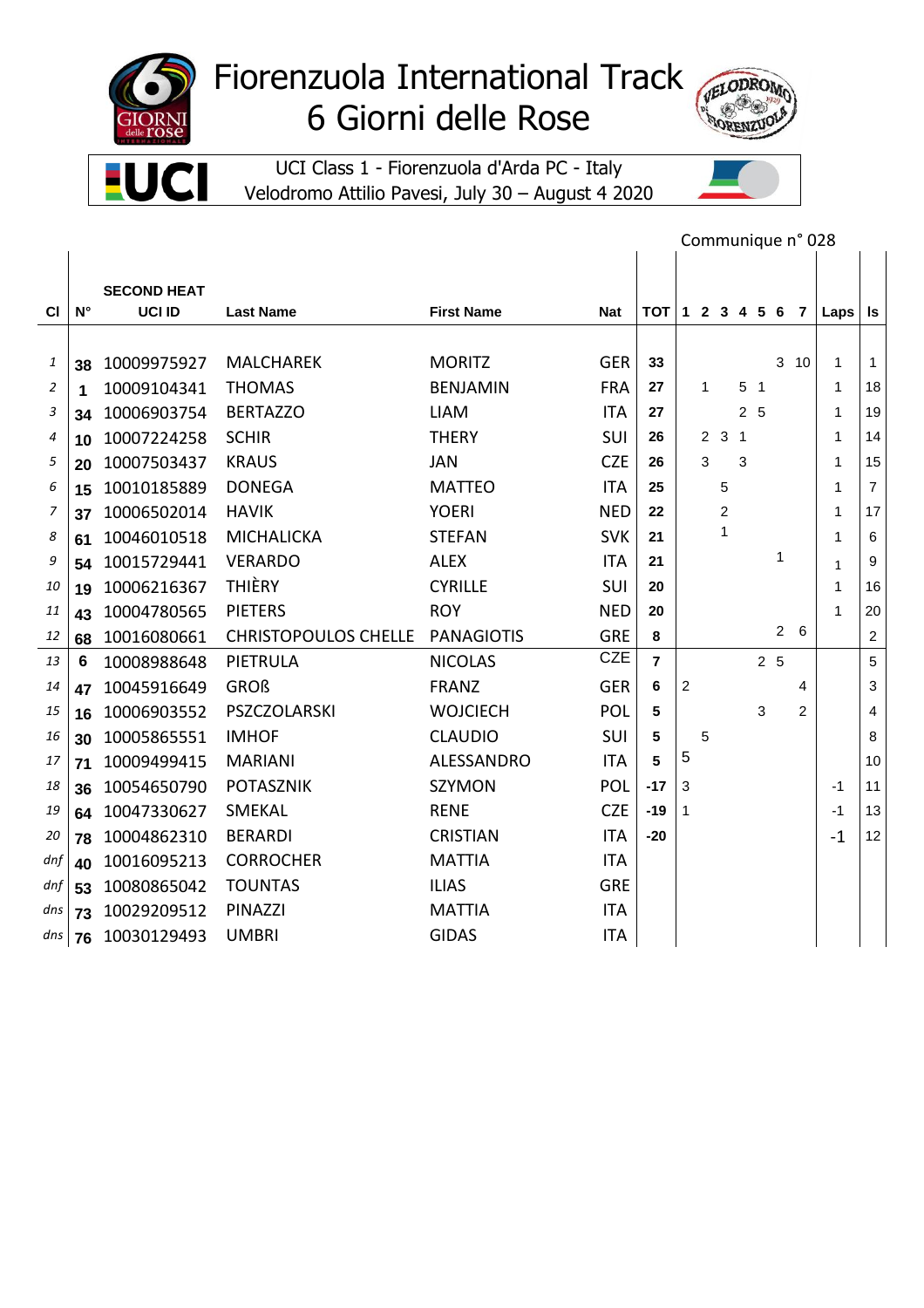# Fiorenzuola International Track
# 6 Giorni delle Rose

UCI Class 1 - Fiorenzuola d'Arda PC - Italy
Velodromo Attilio Pavesi, July 30 – August 4 2020

Communique n° 028

**SECOND HEAT**

| Cl | N° | UCI ID | Last Name | First Name | Nat | TOT | 1 | 2 | 3 | 4 | 5 | 6 | 7 | Laps | ls |
|---|---|---|---|---|---|---|---|---|---|---|---|---|---|---|---|
| 1 | 38 | 10009975927 | MALCHAREK | MORITZ | GER | 33 | | | | | | 3 | 10 | 1 | 1 |
| 2 | 1 | 10009104341 | THOMAS | BENJAMIN | FRA | 27 | | 1 | | 5 | 1 | | | 1 | 18 |
| 3 | 34 | 10006903754 | BERTAZZO | LIAM | ITA | 27 | | | | 2 | 5 | | | 1 | 19 |
| 4 | 10 | 10007224258 | SCHIR | THERY | SUI | 26 | | 2 | 3 | 1 | | | | 1 | 14 |
| 5 | 20 | 10007503437 | KRAUS | JAN | CZE | 26 | | 3 | | 3 | | | | 1 | 15 |
| 6 | 15 | 10010185889 | DONEGA | MATTEO | ITA | 25 | | | 5 | | | | | 1 | 7 |
| 7 | 37 | 10006502014 | HAVIK | YOERI | NED | 22 | | | 2 | | | | | 1 | 17 |
| 8 | 61 | 10046010518 | MICHALICKA | STEFAN | SVK | 21 | | | 1 | | | | | 1 | 6 |
| 9 | 54 | 10015729441 | VERARDO | ALEX | ITA | 21 | | | | | | 1 | | 1 | 9 |
| 10 | 19 | 10006216367 | THIÈRY | CYRILLE | SUI | 20 | | | | | | | | 1 | 16 |
| 11 | 43 | 10004780565 | PIETERS | ROY | NED | 20 | | | | | | | | 1 | 20 |
| 12 | 68 | 10016080661 | CHRISTOPOULOS CHELLE | PANAGIOTIS | GRE | 8 | | | | | | 2 | 6 | | 2 |
| 13 | 6 | 10008988648 | PIETRULA | NICOLAS | CZE | 7 | | | | | 2 | 5 | | | 5 |
| 14 | 47 | 10045916649 | GROß | FRANZ | GER | 6 | 2 | | | | | | 4 | | 3 |
| 15 | 16 | 10006903552 | PSZCZOLARSKI | WOJCIECH | POL | 5 | | | | | 3 | | 2 | | 4 |
| 16 | 30 | 10005865551 | IMHOF | CLAUDIO | SUI | 5 | | 5 | | | | | | | 8 |
| 17 | 71 | 10009499415 | MARIANI | ALESSANDRO | ITA | 5 | 5 | | | | | | | | 10 |
| 18 | 36 | 10054650790 | POTASZNIK | SZYMON | POL | -17 | 3 | | | | | | | -1 | 11 |
| 19 | 64 | 10047330627 | SMEKAL | RENE | CZE | -19 | 1 | | | | | | | -1 | 13 |
| 20 | 78 | 10004862310 | BERARDI | CRISTIAN | ITA | -20 | | | | | | | | -1 | 12 |
| dnf | 40 | 10016095213 | CORROCHER | MATTIA | ITA | | | | | | | | | | |
| dnf | 53 | 10080865042 | TOUNTAS | ILIAS | GRE | | | | | | | | | | |
| dns | 73 | 10029209512 | PINAZZI | MATTIA | ITA | | | | | | | | | | |
| dns | 76 | 10030129493 | UMBRI | GIDAS | ITA | | | | | | | | | | |